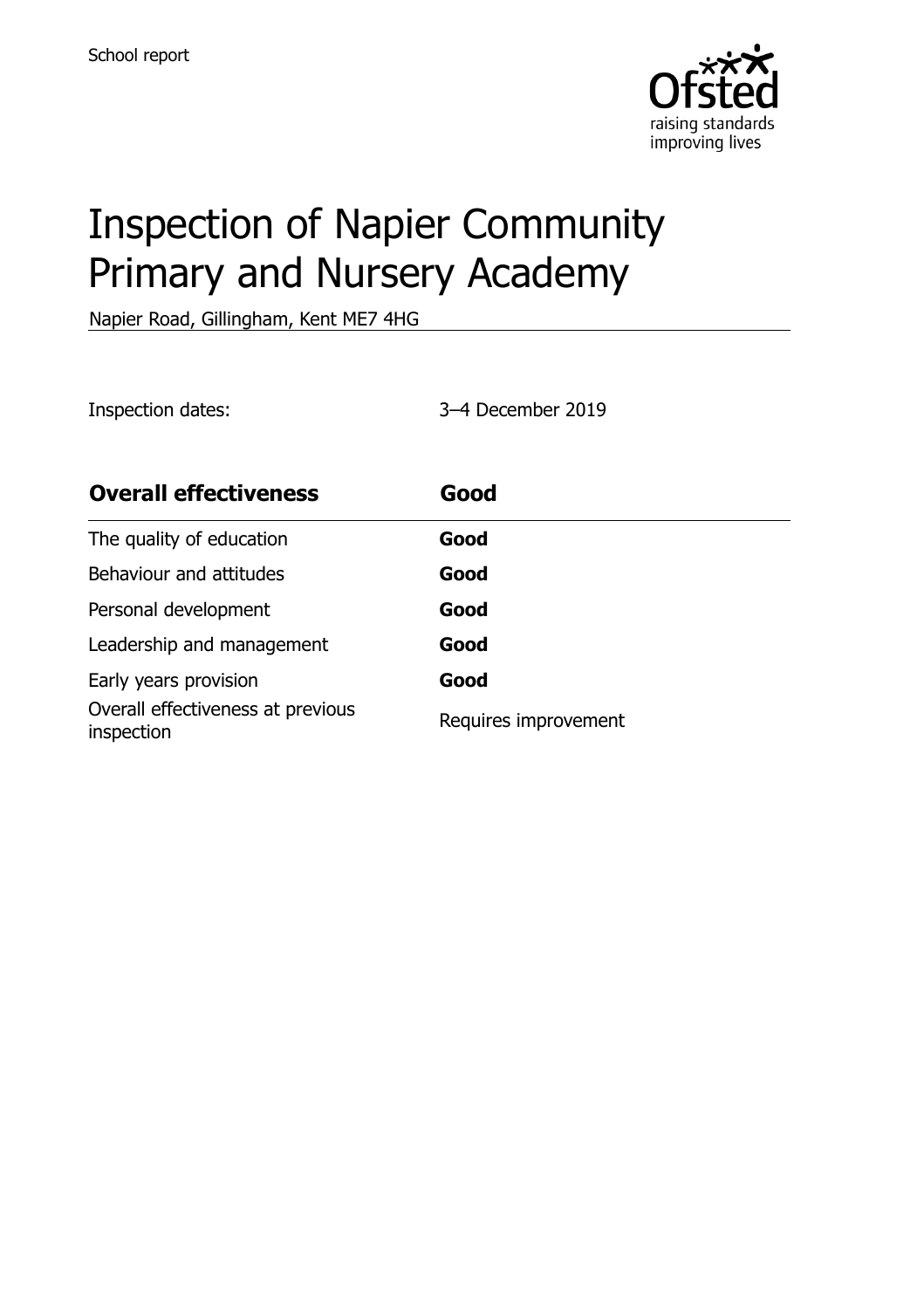School report

# Inspection of Napier Community Primary and Nursery Academy

Napier Road, Gillingham, Kent ME7 4HG

Inspection dates: 3–4 December 2019

| **Overall effectiveness** | **Good** |
| --- | --- |
| The quality of education | **Good** |
| Behaviour and attitudes | **Good** |
| Personal development | **Good** |
| Leadership and management | **Good** |
| Early years provision | **Good** |
| Overall effectiveness at previous inspection | Requires improvement |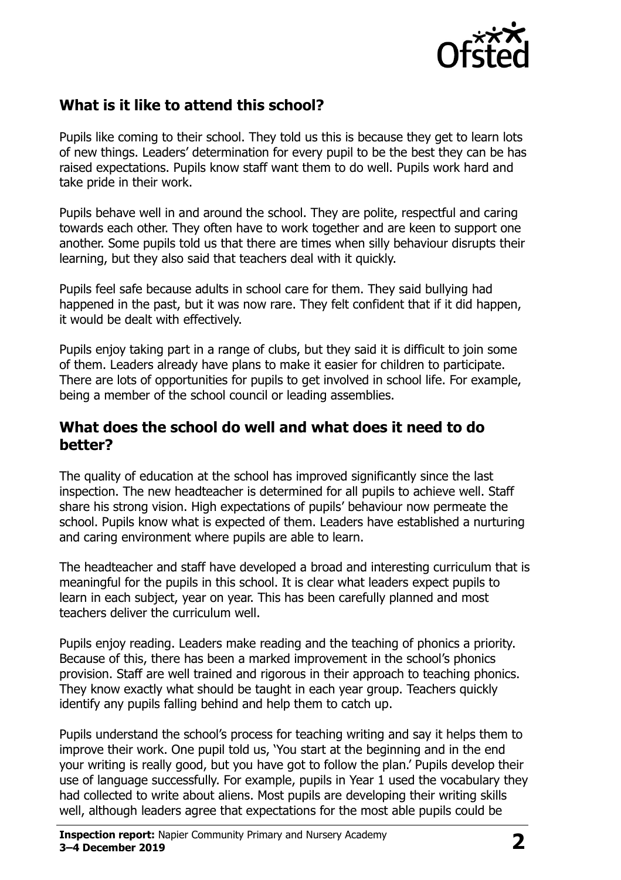## What is it like to attend this school?

Pupils like coming to their school. They told us this is because they get to learn lots of new things. Leaders' determination for every pupil to be the best they can be has raised expectations. Pupils know staff want them to do well. Pupils work hard and take pride in their work.

Pupils behave well in and around the school. They are polite, respectful and caring towards each other. They often have to work together and are keen to support one another. Some pupils told us that there are times when silly behaviour disrupts their learning, but they also said that teachers deal with it quickly.

Pupils feel safe because adults in school care for them. They said bullying had happened in the past, but it was now rare. They felt confident that if it did happen, it would be dealt with effectively.

Pupils enjoy taking part in a range of clubs, but they said it is difficult to join some of them. Leaders already have plans to make it easier for children to participate. There are lots of opportunities for pupils to get involved in school life. For example, being a member of the school council or leading assemblies.

## What does the school do well and what does it need to do better?

The quality of education at the school has improved significantly since the last inspection. The new headteacher is determined for all pupils to achieve well. Staff share his strong vision. High expectations of pupils' behaviour now permeate the school. Pupils know what is expected of them. Leaders have established a nurturing and caring environment where pupils are able to learn.

The headteacher and staff have developed a broad and interesting curriculum that is meaningful for the pupils in this school. It is clear what leaders expect pupils to learn in each subject, year on year. This has been carefully planned and most teachers deliver the curriculum well.

Pupils enjoy reading. Leaders make reading and the teaching of phonics a priority. Because of this, there has been a marked improvement in the school's phonics provision. Staff are well trained and rigorous in their approach to teaching phonics. They know exactly what should be taught in each year group. Teachers quickly identify any pupils falling behind and help them to catch up.

Pupils understand the school's process for teaching writing and say it helps them to improve their work. One pupil told us, 'You start at the beginning and in the end your writing is really good, but you have got to follow the plan.' Pupils develop their use of language successfully. For example, pupils in Year 1 used the vocabulary they had collected to write about aliens. Most pupils are developing their writing skills well, although leaders agree that expectations for the most able pupils could be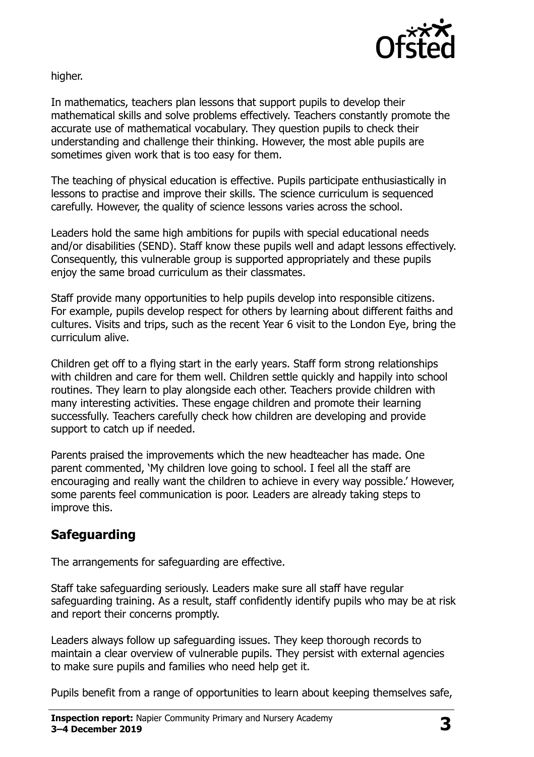higher.

In mathematics, teachers plan lessons that support pupils to develop their mathematical skills and solve problems effectively. Teachers constantly promote the accurate use of mathematical vocabulary. They question pupils to check their understanding and challenge their thinking. However, the most able pupils are sometimes given work that is too easy for them.

The teaching of physical education is effective. Pupils participate enthusiastically in lessons to practise and improve their skills. The science curriculum is sequenced carefully. However, the quality of science lessons varies across the school.

Leaders hold the same high ambitions for pupils with special educational needs and/or disabilities (SEND). Staff know these pupils well and adapt lessons effectively. Consequently, this vulnerable group is supported appropriately and these pupils enjoy the same broad curriculum as their classmates.

Staff provide many opportunities to help pupils develop into responsible citizens. For example, pupils develop respect for others by learning about different faiths and cultures. Visits and trips, such as the recent Year 6 visit to the London Eye, bring the curriculum alive.

Children get off to a flying start in the early years. Staff form strong relationships with children and care for them well. Children settle quickly and happily into school routines. They learn to play alongside each other. Teachers provide children with many interesting activities. These engage children and promote their learning successfully. Teachers carefully check how children are developing and provide support to catch up if needed.

Parents praised the improvements which the new headteacher has made. One parent commented, 'My children love going to school. I feel all the staff are encouraging and really want the children to achieve in every way possible.' However, some parents feel communication is poor. Leaders are already taking steps to improve this.

## Safeguarding

The arrangements for safeguarding are effective.

Staff take safeguarding seriously. Leaders make sure all staff have regular safeguarding training. As a result, staff confidently identify pupils who may be at risk and report their concerns promptly.

Leaders always follow up safeguarding issues. They keep thorough records to maintain a clear overview of vulnerable pupils. They persist with external agencies to make sure pupils and families who need help get it.

Pupils benefit from a range of opportunities to learn about keeping themselves safe,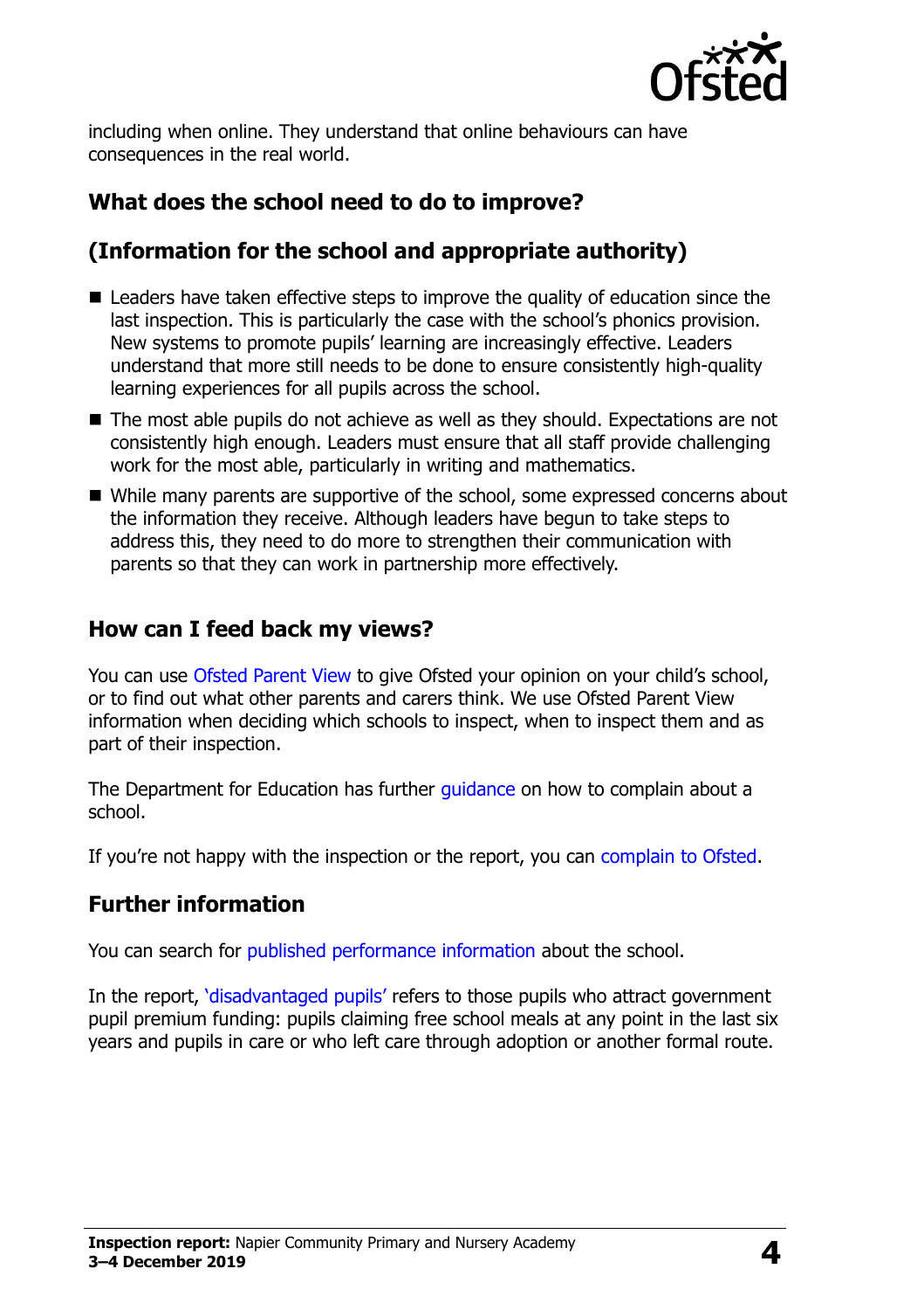including when online. They understand that online behaviours can have consequences in the real world.

## What does the school need to do to improve?

## (Information for the school and appropriate authority)

- Leaders have taken effective steps to improve the quality of education since the last inspection. This is particularly the case with the school's phonics provision. New systems to promote pupils' learning are increasingly effective. Leaders understand that more still needs to be done to ensure consistently high-quality learning experiences for all pupils across the school.
- The most able pupils do not achieve as well as they should. Expectations are not consistently high enough. Leaders must ensure that all staff provide challenging work for the most able, particularly in writing and mathematics.
- While many parents are supportive of the school, some expressed concerns about the information they receive. Although leaders have begun to take steps to address this, they need to do more to strengthen their communication with parents so that they can work in partnership more effectively.

## How can I feed back my views?

You can use Ofsted Parent View to give Ofsted your opinion on your child's school, or to find out what other parents and carers think. We use Ofsted Parent View information when deciding which schools to inspect, when to inspect them and as part of their inspection.

The Department for Education has further guidance on how to complain about a school.

If you're not happy with the inspection or the report, you can complain to Ofsted.

## Further information

You can search for published performance information about the school.

In the report, 'disadvantaged pupils' refers to those pupils who attract government pupil premium funding: pupils claiming free school meals at any point in the last six years and pupils in care or who left care through adoption or another formal route.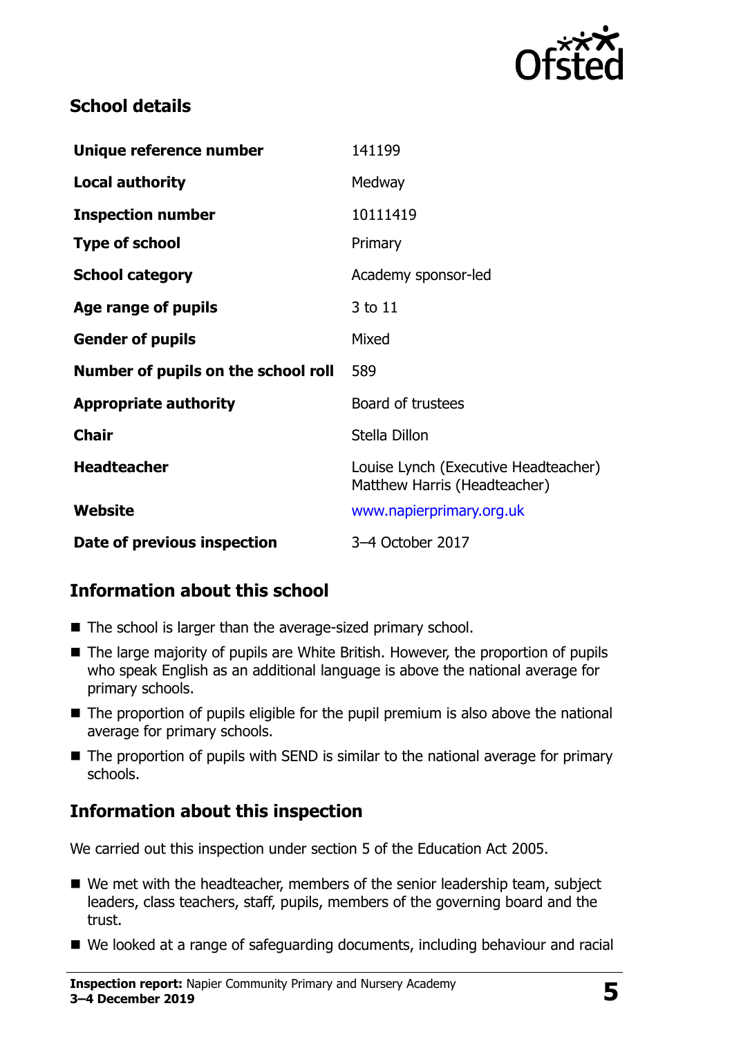## School details

| | |
|---|---|
| **Unique reference number** | 141199 |
| **Local authority** | Medway |
| **Inspection number** | 10111419 |
| **Type of school** | Primary |
| **School category** | Academy sponsor-led |
| **Age range of pupils** | 3 to 11 |
| **Gender of pupils** | Mixed |
| **Number of pupils on the school roll** | 589 |
| **Appropriate authority** | Board of trustees |
| **Chair** | Stella Dillon |
| **Headteacher** | Louise Lynch (Executive Headteacher)<br>Matthew Harris (Headteacher) |
| **Website** | www.napierprimary.org.uk |
| **Date of previous inspection** | 3–4 October 2017 |

## Information about this school

- The school is larger than the average-sized primary school.
- The large majority of pupils are White British. However, the proportion of pupils who speak English as an additional language is above the national average for primary schools.
- The proportion of pupils eligible for the pupil premium is also above the national average for primary schools.
- The proportion of pupils with SEND is similar to the national average for primary schools.

## Information about this inspection

We carried out this inspection under section 5 of the Education Act 2005.

- We met with the headteacher, members of the senior leadership team, subject leaders, class teachers, staff, pupils, members of the governing board and the trust.
- We looked at a range of safeguarding documents, including behaviour and racial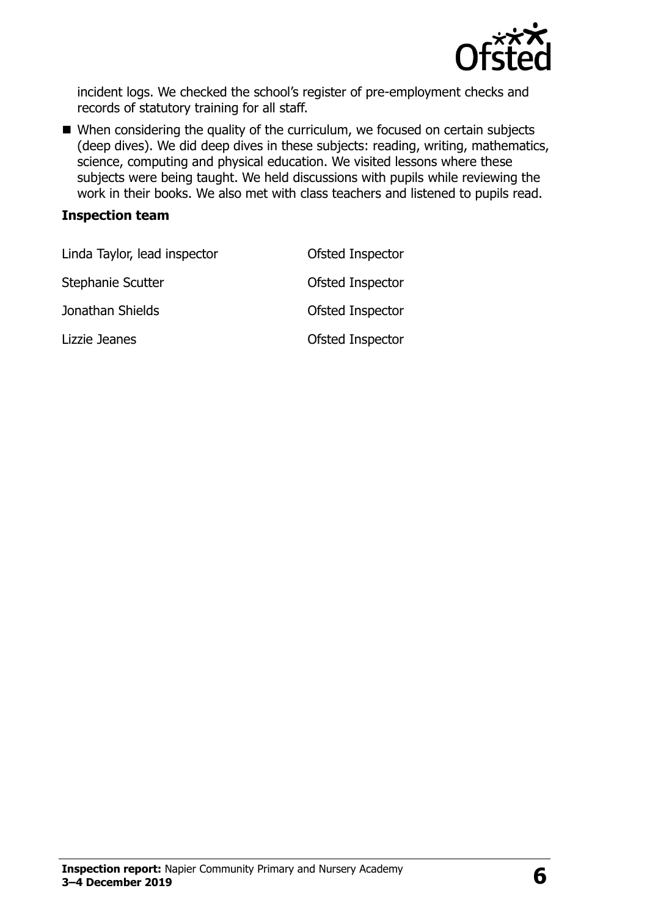incident logs. We checked the school's register of pre-employment checks and records of statutory training for all staff.

- When considering the quality of the curriculum, we focused on certain subjects (deep dives). We did deep dives in these subjects: reading, writing, mathematics, science, computing and physical education. We visited lessons where these subjects were being taught. We held discussions with pupils while reviewing the work in their books. We also met with class teachers and listened to pupils read.

**Inspection team**

| | |
|---|---|
| Linda Taylor, lead inspector | Ofsted Inspector |
| Stephanie Scutter | Ofsted Inspector |
| Jonathan Shields | Ofsted Inspector |
| Lizzie Jeanes | Ofsted Inspector |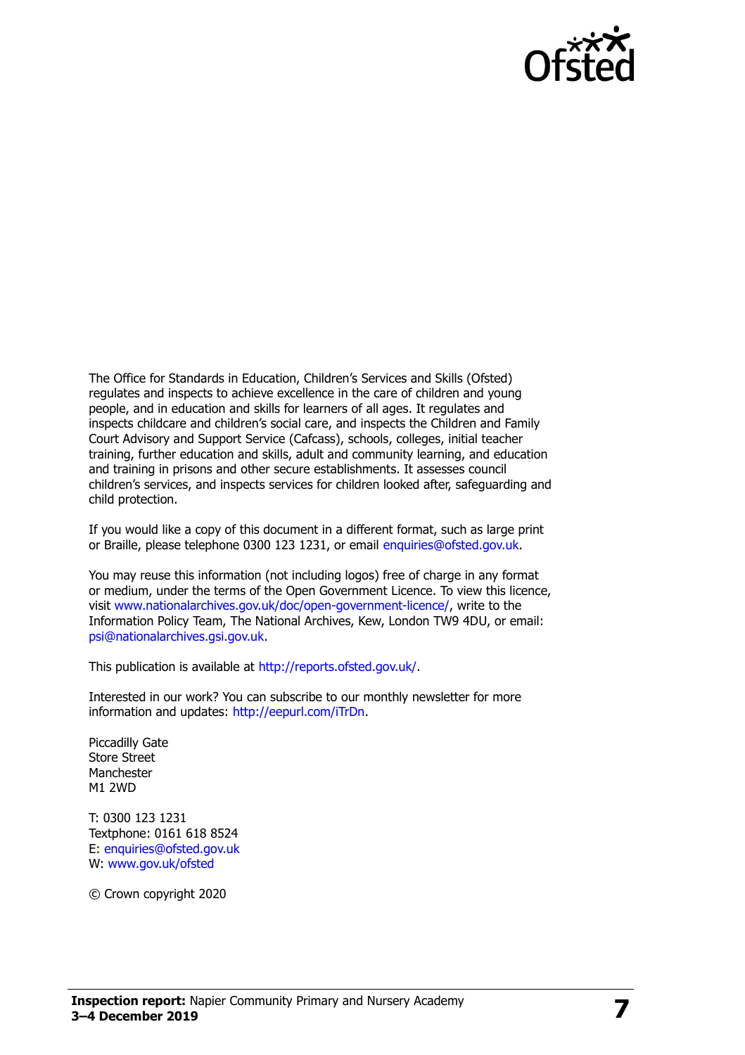The Office for Standards in Education, Children's Services and Skills (Ofsted) regulates and inspects to achieve excellence in the care of children and young people, and in education and skills for learners of all ages. It regulates and inspects childcare and children's social care, and inspects the Children and Family Court Advisory and Support Service (Cafcass), schools, colleges, initial teacher training, further education and skills, adult and community learning, and education and training in prisons and other secure establishments. It assesses council children's services, and inspects services for children looked after, safeguarding and child protection.

If you would like a copy of this document in a different format, such as large print or Braille, please telephone 0300 123 1231, or email enquiries@ofsted.gov.uk.

You may reuse this information (not including logos) free of charge in any format or medium, under the terms of the Open Government Licence. To view this licence, visit www.nationalarchives.gov.uk/doc/open-government-licence/, write to the Information Policy Team, The National Archives, Kew, London TW9 4DU, or email: psi@nationalarchives.gsi.gov.uk.

This publication is available at http://reports.ofsted.gov.uk/.

Interested in our work? You can subscribe to our monthly newsletter for more information and updates: http://eepurl.com/iTrDn.

Piccadilly Gate
Store Street
Manchester
M1 2WD

T: 0300 123 1231
Textphone: 0161 618 8524
E: enquiries@ofsted.gov.uk
W: www.gov.uk/ofsted

© Crown copyright 2020